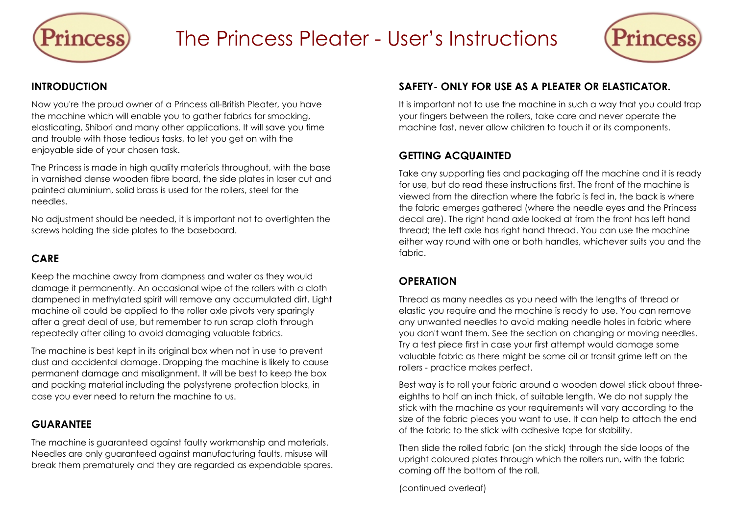# The Princess Pleater - User's Instructions

## INTRODUCTION

Now you're the proud owner of a Princess all-British Pleater, you have the machine which will enable you to gather fabrics for smocking, elasticating, Shibori and many other applications. It will save you time and trouble with those tedious tasks, to let you get on with the enjoyable side of your chosen task.

The Princess is made in high quality materials throughout, with the base in varnished dense wooden fibre board, the side plates in laser cut and painted aluminium, solid brass is used for the rollers, steel for the needles.

No adjustment should be needed, it is important not to overtighten the screws holding the side plates to the baseboard.

## CARE

Keep the machine away from dampness and water as they would damage it permanently. An occasional wipe of the rollers with a cloth dampened in methylated spirit will remove any accumulated dirt. Light machine oil could be applied to the roller axle pivots very sparingly after a great deal of use, but remember to run scrap cloth through repeatedly after oiling to avoid damaging valuable fabrics.

The machine is best kept in its original box when not in use to prevent dust and accidental damage. Dropping the machine is likely to cause permanent damage and misalignment. It will be best to keep the box and packing material including the polystyrene protection blocks, in case you ever need to return the machine to us.

## GUARANTEE

The machine is guaranteed against faulty workmanship and materials. Needles are only guaranteed against manufacturing faults, misuse will break them prematurely and they are regarded as expendable spares.

## SAFETY- ONLY FOR USE AS A PLEATER OR ELASTICATOR.

It is important not to use the machine in such a way that you could trap your fingers between the rollers, take care and never operate the machine fast, never allow children to touch it or its components.

## GETTING ACQUAINTED

Take any supporting ties and packaging off the machine and it is ready for use, but do read these instructions first. The front of the machine is viewed from the direction where the fabric is fed in, the back is where the fabric emerges gathered (where the needle eyes and the Princess decal are). The right hand axle looked at from the front has left hand thread; the left axle has right hand thread. You can use the machine either way round with one or both handles, whichever suits you and the fabric.

## OPERATION

Thread as many needles as you need with the lengths of thread or elastic you require and the machine is ready to use. You can remove any unwanted needles to avoid making needle holes in fabric where you don't want them. See the section on changing or moving needles. Try a test piece first in case your first attempt would damage some valuable fabric as there might be some oil or transit grime left on the rollers - practice makes perfect.

Best way is to roll your fabric around a wooden dowel stick about three-eighths to half an inch thick, of suitable length. We do not supply the stick with the machine as your requirements will vary according to the size of the fabric pieces you want to use. It can help to attach the end of the fabric to the stick with adhesive tape for stability.

Then slide the rolled fabric (on the stick) through the side loops of the upright coloured plates through which the rollers run, with the fabric coming off the bottom of the roll.

(continued overleaf)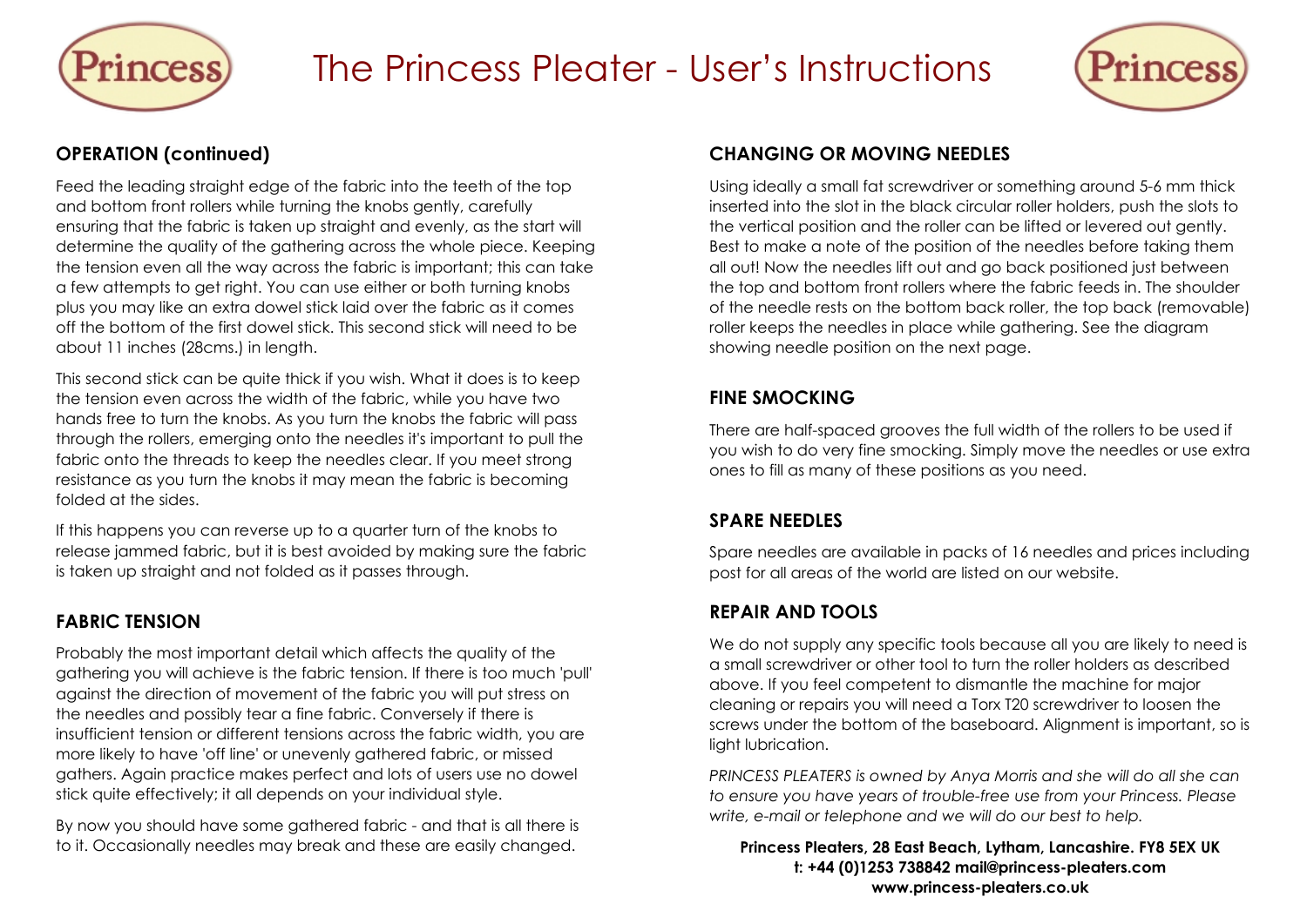# The Princess Pleater - User's Instructions

## OPERATION (continued)

Feed the leading straight edge of the fabric into the teeth of the top and bottom front rollers while turning the knobs gently, carefully ensuring that the fabric is taken up straight and evenly, as the start will determine the quality of the gathering across the whole piece. Keeping the tension even all the way across the fabric is important; this can take a few attempts to get right. You can use either or both turning knobs plus you may like an extra dowel stick laid over the fabric as it comes off the bottom of the first dowel stick. This second stick will need to be about 11 inches (28cms.) in length.

This second stick can be quite thick if you wish. What it does is to keep the tension even across the width of the fabric, while you have two hands free to turn the knobs. As you turn the knobs the fabric will pass through the rollers, emerging onto the needles it's important to pull the fabric onto the threads to keep the needles clear. If you meet strong resistance as you turn the knobs it may mean the fabric is becoming folded at the sides.

If this happens you can reverse up to a quarter turn of the knobs to release jammed fabric, but it is best avoided by making sure the fabric is taken up straight and not folded as it passes through.

## FABRIC TENSION

Probably the most important detail which affects the quality of the gathering you will achieve is the fabric tension. If there is too much 'pull' against the direction of movement of the fabric you will put stress on the needles and possibly tear a fine fabric. Conversely if there is insufficient tension or different tensions across the fabric width, you are more likely to have 'off line' or unevenly gathered fabric, or missed gathers. Again practice makes perfect and lots of users use no dowel stick quite effectively; it all depends on your individual style.

By now you should have some gathered fabric - and that is all there is to it. Occasionally needles may break and these are easily changed.

## CHANGING OR MOVING NEEDLES

Using ideally a small fat screwdriver or something around 5-6 mm thick inserted into the slot in the black circular roller holders, push the slots to the vertical position and the roller can be lifted or levered out gently. Best to make a note of the position of the needles before taking them all out! Now the needles lift out and go back positioned just between the top and bottom front rollers where the fabric feeds in. The shoulder of the needle rests on the bottom back roller, the top back (removable) roller keeps the needles in place while gathering. See the diagram showing needle position on the next page.

## FINE SMOCKING

There are half-spaced grooves the full width of the rollers to be used if you wish to do very fine smocking. Simply move the needles or use extra ones to fill as many of these positions as you need.

## SPARE NEEDLES

Spare needles are available in packs of 16 needles and prices including post for all areas of the world are listed on our website.

## REPAIR AND TOOLS

We do not supply any specific tools because all you are likely to need is a small screwdriver or other tool to turn the roller holders as described above. If you feel competent to dismantle the machine for major cleaning or repairs you will need a Torx T20 screwdriver to loosen the screws under the bottom of the baseboard. Alignment is important, so is light lubrication.

*PRINCESS PLEATERS is owned by Anya Morris and she will do all she can to ensure you have years of trouble-free use from your Princess. Please write, e-mail or telephone and we will do our best to help.*

**Princess Pleaters, 28 East Beach, Lytham, Lancashire. FY8 5EX UK**
**t: +44 (0)1253 738842 mail@princess-pleaters.com**
**www.princess-pleaters.co.uk**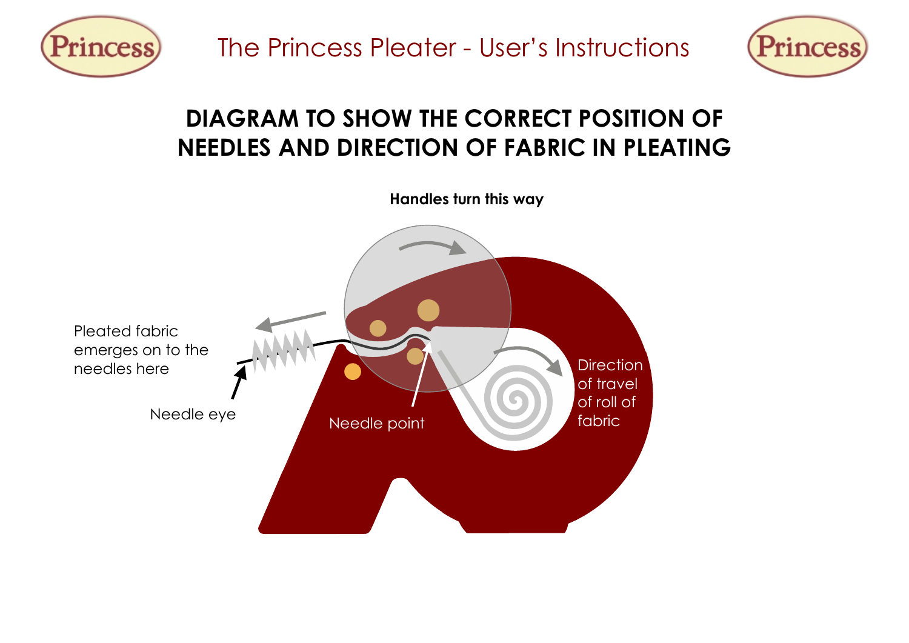# DIAGRAM TO SHOW THE CORRECT POSITION OF NEEDLES AND DIRECTION OF FABRIC IN PLEATING

Handles turn this way

Pleated fabric emerges on to the needles here

Needle eye

Needle point

Direction of travel of roll of fabric